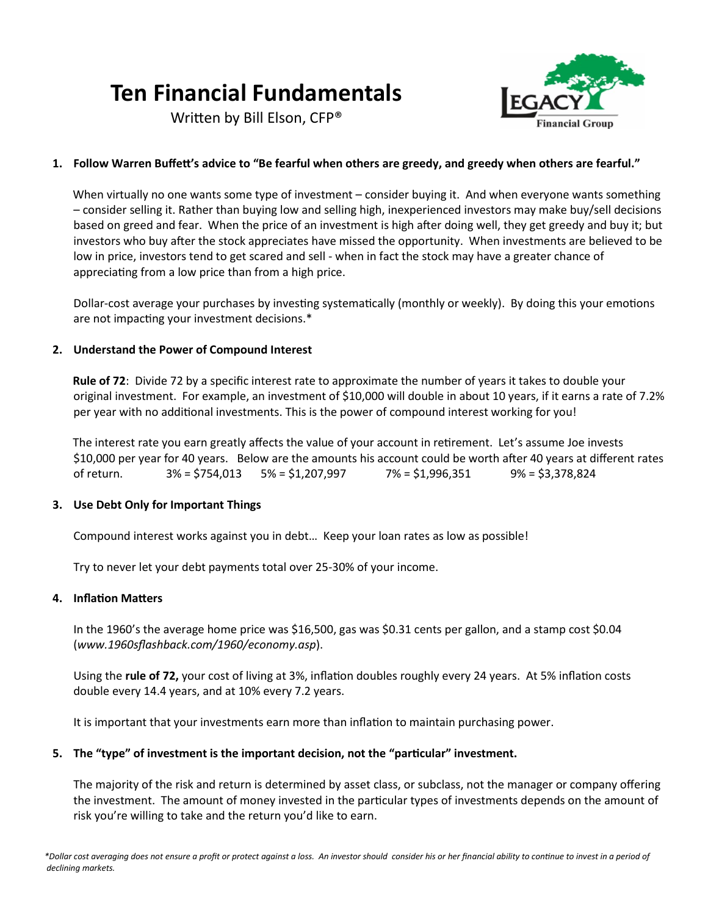# Ten Financial Fundamentals

Written by Bill Elson, CFP®

Legacy Financial Group

1. **Follow Warren Buffett's advice to "Be fearful when others are greedy, and greedy when others are fearful."**

   When virtually no one wants some type of investment – consider buying it. And when everyone wants something – consider selling it. Rather than buying low and selling high, inexperienced investors may make buy/sell decisions based on greed and fear. When the price of an investment is high after doing well, they get greedy and buy it; but investors who buy after the stock appreciates have missed the opportunity. When investments are believed to be low in price, investors tend to get scared and sell - when in fact the stock may have a greater chance of appreciating from a low price than from a high price.

   Dollar-cost average your purchases by investing systematically (monthly or weekly). By doing this your emotions are not impacting your investment decisions.*

2. **Understand the Power of Compound Interest**

   **Rule of 72**: Divide 72 by a specific interest rate to approximate the number of years it takes to double your original investment. For example, an investment of $10,000 will double in about 10 years, if it earns a rate of 7.2% per year with no additional investments. This is the power of compound interest working for you!

   The interest rate you earn greatly affects the value of your account in retirement. Let's assume Joe invests $10,000 per year for 40 years. Below are the amounts his account could be worth after 40 years at different rates of return. 3% = $754,013 5% = $1,207,997 7% = $1,996,351 9% = $3,378,824

3. **Use Debt Only for Important Things**

   Compound interest works against you in debt… Keep your loan rates as low as possible!

   Try to never let your debt payments total over 25-30% of your income.

4. **Inflation Matters**

   In the 1960's the average home price was $16,500, gas was $0.31 cents per gallon, and a stamp cost $0.04 (*www.1960sflashback.com/1960/economy.asp*).

   Using the **rule of 72,** your cost of living at 3%, inflation doubles roughly every 24 years. At 5% inflation costs double every 14.4 years, and at 10% every 7.2 years.

   It is important that your investments earn more than inflation to maintain purchasing power.

5. **The "type" of investment is the important decision, not the "particular" investment.**

   The majority of the risk and return is determined by asset class, or subclass, not the manager or company offering the investment. The amount of money invested in the particular types of investments depends on the amount of risk you're willing to take and the return you'd like to earn.

*\*Dollar cost averaging does not ensure a profit or protect against a loss. An investor should consider his or her financial ability to continue to invest in a period of declining markets.*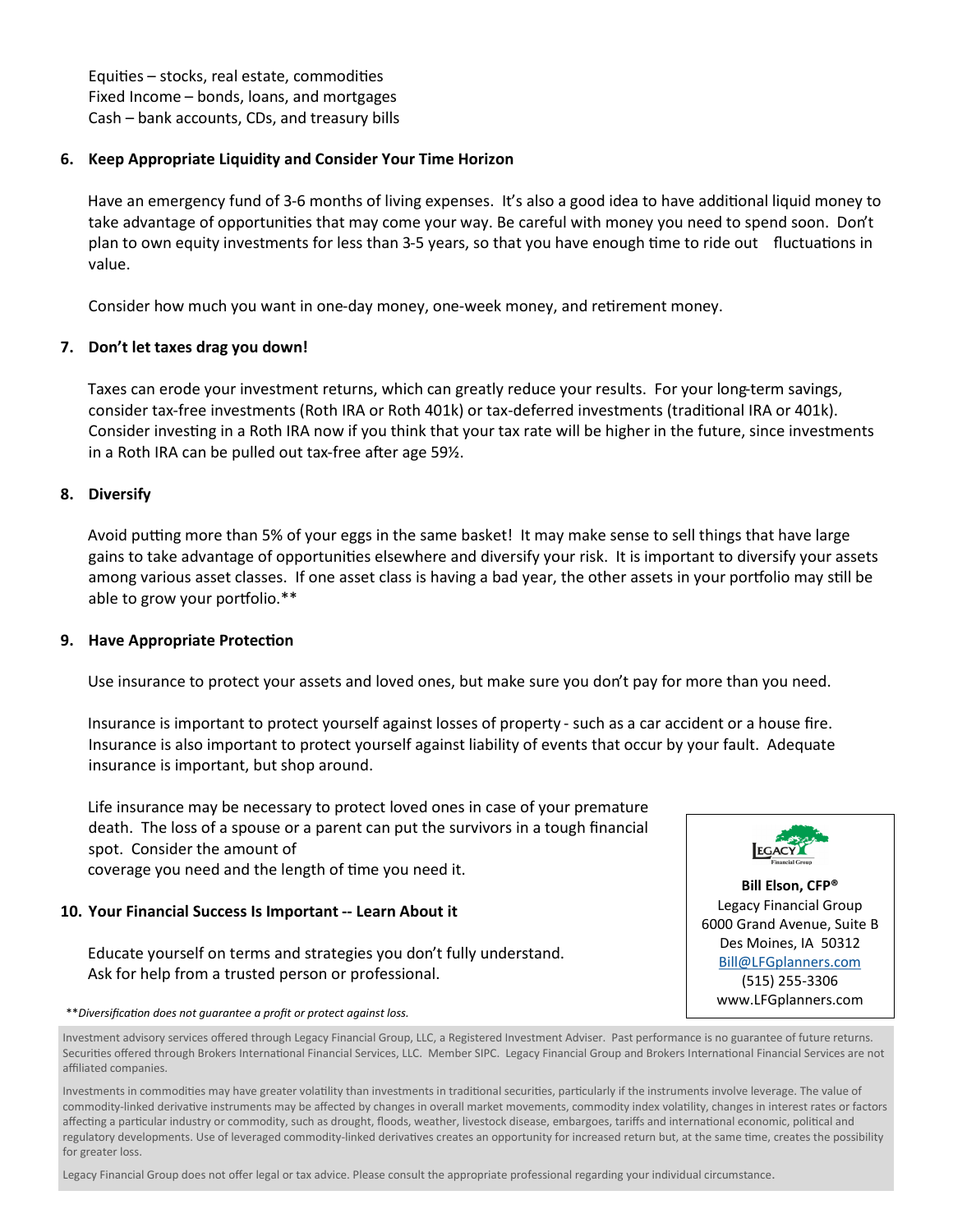Equities – stocks, real estate, commodities
Fixed Income – bonds, loans, and mortgages
Cash – bank accounts, CDs, and treasury bills

**6. Keep Appropriate Liquidity and Consider Your Time Horizon**

Have an emergency fund of 3-6 months of living expenses. It's also a good idea to have additional liquid money to take advantage of opportunities that may come your way. Be careful with money you need to spend soon. Don't plan to own equity investments for less than 3-5 years, so that you have enough time to ride out fluctuations in value.

Consider how much you want in one-day money, one-week money, and retirement money.

**7. Don't let taxes drag you down!**

Taxes can erode your investment returns, which can greatly reduce your results. For your long-term savings, consider tax-free investments (Roth IRA or Roth 401k) or tax-deferred investments (traditional IRA or 401k). Consider investing in a Roth IRA now if you think that your tax rate will be higher in the future, since investments in a Roth IRA can be pulled out tax-free after age 59½.

**8. Diversify**

Avoid putting more than 5% of your eggs in the same basket! It may make sense to sell things that have large gains to take advantage of opportunities elsewhere and diversify your risk. It is important to diversify your assets among various asset classes. If one asset class is having a bad year, the other assets in your portfolio may still be able to grow your portfolio.**

**9. Have Appropriate Protection**

Use insurance to protect your assets and loved ones, but make sure you don't pay for more than you need.

Insurance is important to protect yourself against losses of property - such as a car accident or a house fire. Insurance is also important to protect yourself against liability of events that occur by your fault. Adequate insurance is important, but shop around.

Life insurance may be necessary to protect loved ones in case of your premature death. The loss of a spouse or a parent can put the survivors in a tough financial spot. Consider the amount of coverage you need and the length of time you need it.

**10. Your Financial Success Is Important -- Learn About it**

Educate yourself on terms and strategies you don't fully understand.
Ask for help from a trusted person or professional.

Legacy Financial Group

**Bill Elson, CFP®**
Legacy Financial Group
6000 Grand Avenue, Suite B
Des Moines, IA 50312
Bill@LFGplanners.com
(515) 255-3306
www.LFGplanners.com

***Diversification does not guarantee a profit or protect against loss.*

Investment advisory services offered through Legacy Financial Group, LLC, a Registered Investment Adviser. Past performance is no guarantee of future returns. Securities offered through Brokers International Financial Services, LLC. Member SIPC. Legacy Financial Group and Brokers International Financial Services are not affiliated companies.

Investments in commodities may have greater volatility than investments in traditional securities, particularly if the instruments involve leverage. The value of commodity-linked derivative instruments may be affected by changes in overall market movements, commodity index volatility, changes in interest rates or factors affecting a particular industry or commodity, such as drought, floods, weather, livestock disease, embargoes, tariffs and international economic, political and regulatory developments. Use of leveraged commodity-linked derivatives creates an opportunity for increased return but, at the same time, creates the possibility for greater loss.

Legacy Financial Group does not offer legal or tax advice. Please consult the appropriate professional regarding your individual circumstance.